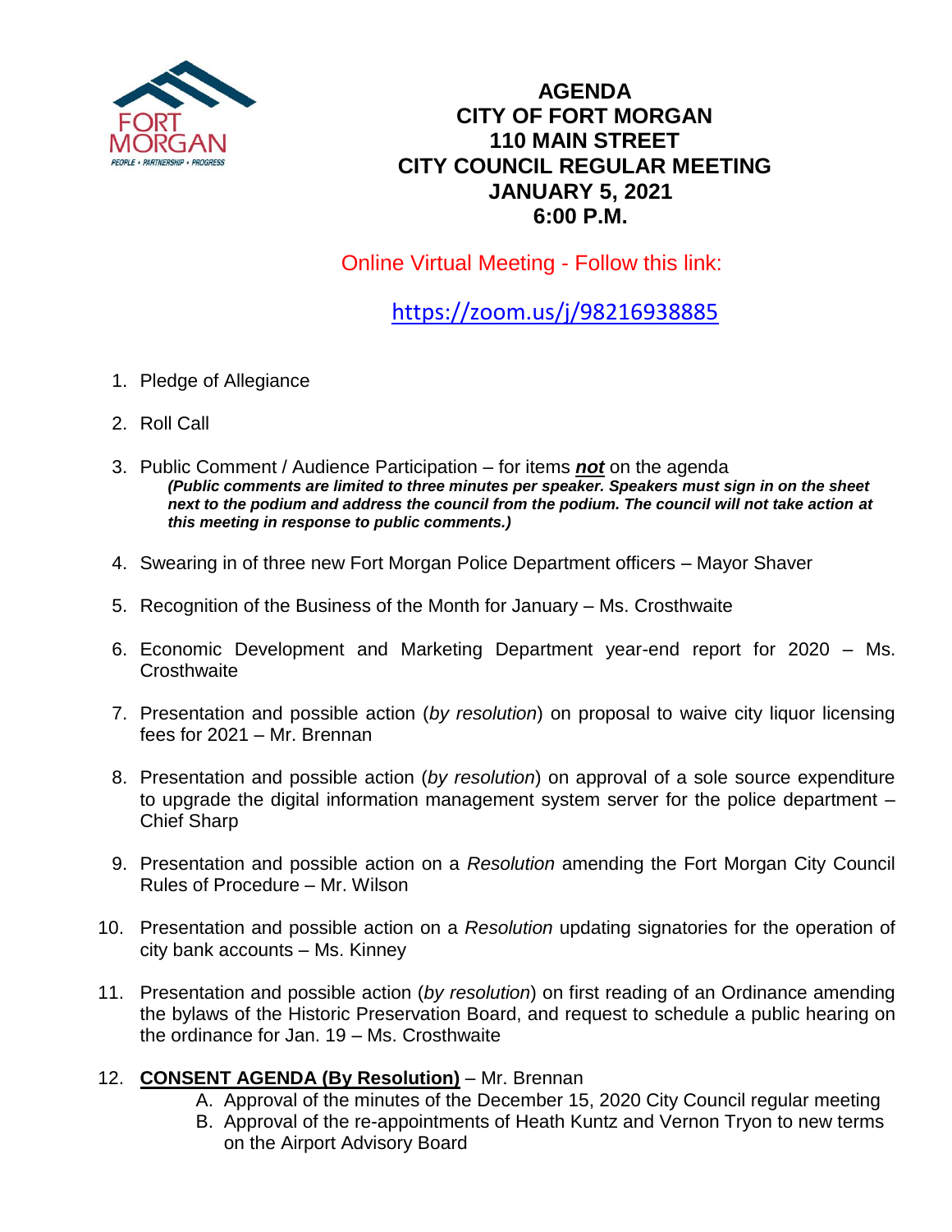# AGENDA
# CITY OF FORT MORGAN
# 110 MAIN STREET
# CITY COUNCIL REGULAR MEETING
# JANUARY 5, 2021
# 6:00 P.M.

Online Virtual Meeting - Follow this link:

https://zoom.us/j/98216938885

1. Pledge of Allegiance

2. Roll Call

3. Public Comment / Audience Participation – for items ***not*** on the agenda
   ***(Public comments are limited to three minutes per speaker. Speakers must sign in on the sheet next to the podium and address the council from the podium. The council will not take action at this meeting in response to public comments.)***

4. Swearing in of three new Fort Morgan Police Department officers – Mayor Shaver

5. Recognition of the Business of the Month for January – Ms. Crosthwaite

6. Economic Development and Marketing Department year-end report for 2020 – Ms. Crosthwaite

7. Presentation and possible action (*by resolution*) on proposal to waive city liquor licensing fees for 2021 – Mr. Brennan

8. Presentation and possible action (*by resolution*) on approval of a sole source expenditure to upgrade the digital information management system server for the police department – Chief Sharp

9. Presentation and possible action on a *Resolution* amending the Fort Morgan City Council Rules of Procedure – Mr. Wilson

10. Presentation and possible action on a *Resolution* updating signatories for the operation of city bank accounts – Ms. Kinney

11. Presentation and possible action (*by resolution*) on first reading of an Ordinance amending the bylaws of the Historic Preservation Board, and request to schedule a public hearing on the ordinance for Jan. 19 – Ms. Crosthwaite

12. **CONSENT AGENDA (By Resolution)** – Mr. Brennan
    A. Approval of the minutes of the December 15, 2020 City Council regular meeting
    B. Approval of the re-appointments of Heath Kuntz and Vernon Tryon to new terms on the Airport Advisory Board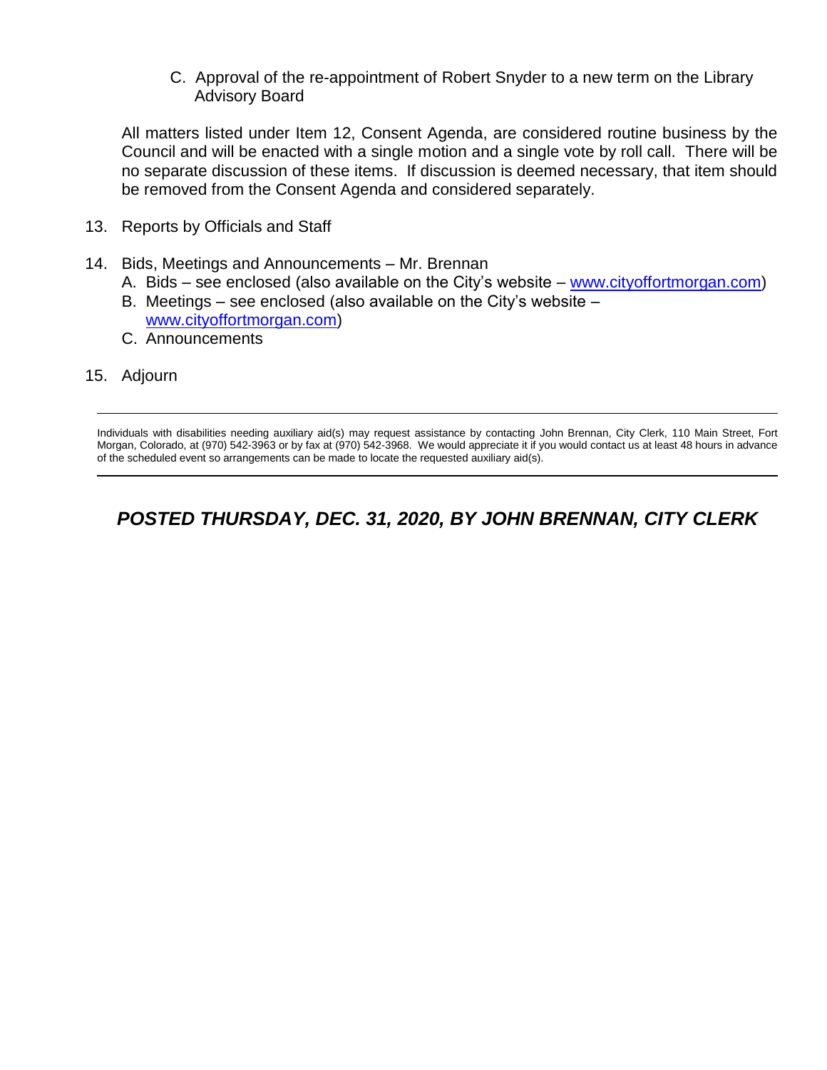C. Approval of the re-appointment of Robert Snyder to a new term on the Library Advisory Board

All matters listed under Item 12, Consent Agenda, are considered routine business by the Council and will be enacted with a single motion and a single vote by roll call. There will be no separate discussion of these items. If discussion is deemed necessary, that item should be removed from the Consent Agenda and considered separately.

13. Reports by Officials and Staff

14. Bids, Meetings and Announcements – Mr. Brennan
    A. Bids – see enclosed (also available on the City's website – www.cityoffortmorgan.com)
    B. Meetings – see enclosed (also available on the City's website – www.cityoffortmorgan.com)
    C. Announcements

15. Adjourn

---

Individuals with disabilities needing auxiliary aid(s) may request assistance by contacting John Brennan, City Clerk, 110 Main Street, Fort Morgan, Colorado, at (970) 542-3963 or by fax at (970) 542-3968. We would appreciate it if you would contact us at least 48 hours in advance of the scheduled event so arrangements can be made to locate the requested auxiliary aid(s).

---

***POSTED THURSDAY, DEC. 31, 2020, BY JOHN BRENNAN, CITY CLERK***